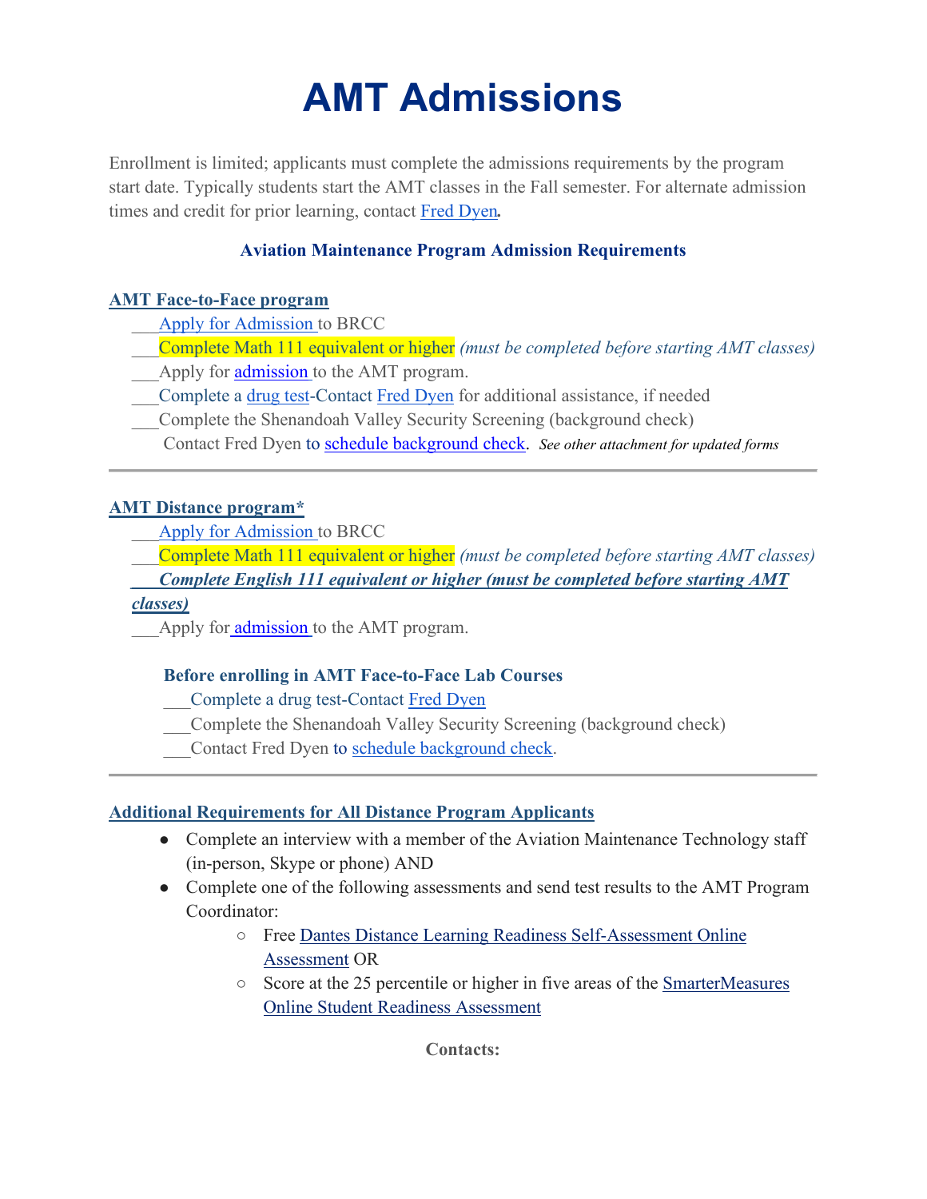# AMT Admissions

Enrollment is limited; applicants must complete the admissions requirements by the program start date. Typically students start the AMT classes in the Fall semester. For alternate admission times and credit for prior learning, contact Fred Dyen.

**Aviation Maintenance Program Admission Requirements**

**AMT Face-to-Face program**

- ___Apply for Admission to BRCC
- ___Complete Math 111 equivalent or higher *(must be completed before starting AMT classes)*
- ___Apply for admission to the AMT program.
- ___Complete a drug test-Contact Fred Dyen for additional assistance, if needed
- ___Complete the Shenandoah Valley Security Screening (background check)
  Contact Fred Dyen to schedule background check. *See other attachment for updated forms*

---

**AMT Distance program***

- ___Apply for Admission to BRCC
- ___Complete Math 111 equivalent or higher *(must be completed before starting AMT classes)*
- ___***Complete English 111 equivalent or higher (must be completed before starting AMT classes)***
- ___Apply for admission to the AMT program.

**Before enrolling in AMT Face-to-Face Lab Courses**

- ___Complete a drug test-Contact Fred Dyen
- ___Complete the Shenandoah Valley Security Screening (background check)
- ___Contact Fred Dyen to schedule background check.

---

**Additional Requirements for All Distance Program Applicants**

- Complete an interview with a member of the Aviation Maintenance Technology staff (in-person, Skype or phone) AND
- Complete one of the following assessments and send test results to the AMT Program Coordinator:
  - Free Dantes Distance Learning Readiness Self-Assessment Online Assessment OR
  - Score at the 25 percentile or higher in five areas of the SmarterMeasures Online Student Readiness Assessment

**Contacts:**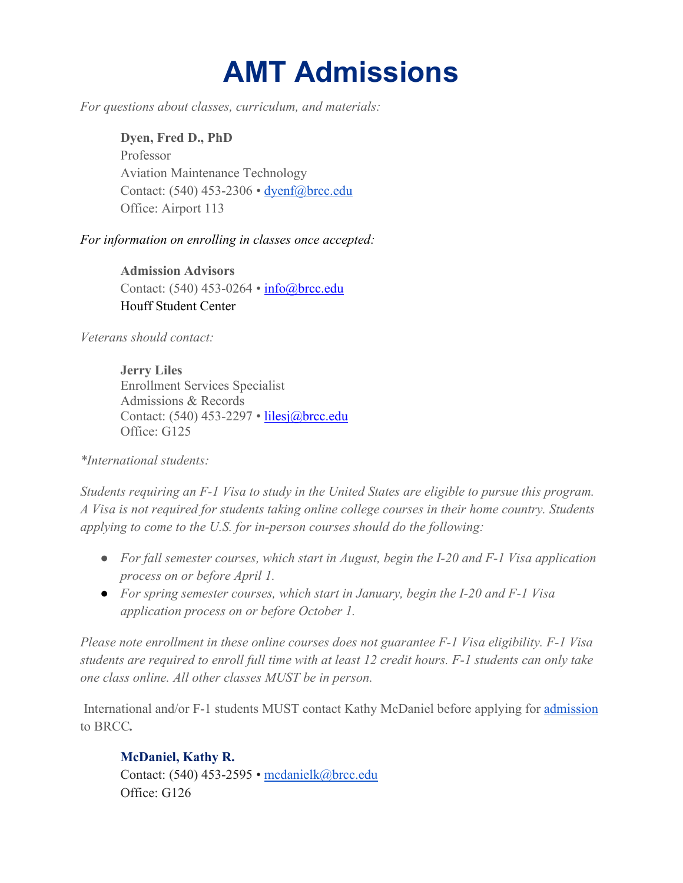# AMT Admissions

*For questions about classes, curriculum, and materials:*

> **Dyen, Fred D., PhD**
> Professor
> Aviation Maintenance Technology
> Contact: (540) 453-2306 • dyenf@brcc.edu
> Office: Airport 113

*For information on enrolling in classes once accepted:*

> **Admission Advisors**
> Contact: (540) 453-0264 • info@brcc.edu
> Houff Student Center

*Veterans should contact:*

> **Jerry Liles**
> Enrollment Services Specialist
> Admissions & Records
> Contact: (540) 453-2297 • lilesj@brcc.edu
> Office: G125

**International students:*

*Students requiring an F-1 Visa to study in the United States are eligible to pursue this program. A Visa is not required for students taking online college courses in their home country. Students applying to come to the U.S. for in-person courses should do the following:*

- *For fall semester courses, which start in August, begin the I-20 and F-1 Visa application process on or before April 1.*
- *For spring semester courses, which start in January, begin the I-20 and F-1 Visa application process on or before October 1.*

*Please note enrollment in these online courses does not guarantee F-1 Visa eligibility. F-1 Visa students are required to enroll full time with at least 12 credit hours. F-1 students can only take one class online. All other classes MUST be in person.*

International and/or F-1 students MUST contact Kathy McDaniel before applying for admission to BRCC.

> **McDaniel, Kathy R.**
> Contact: (540) 453-2595 • mcdanielk@brcc.edu
> Office: G126